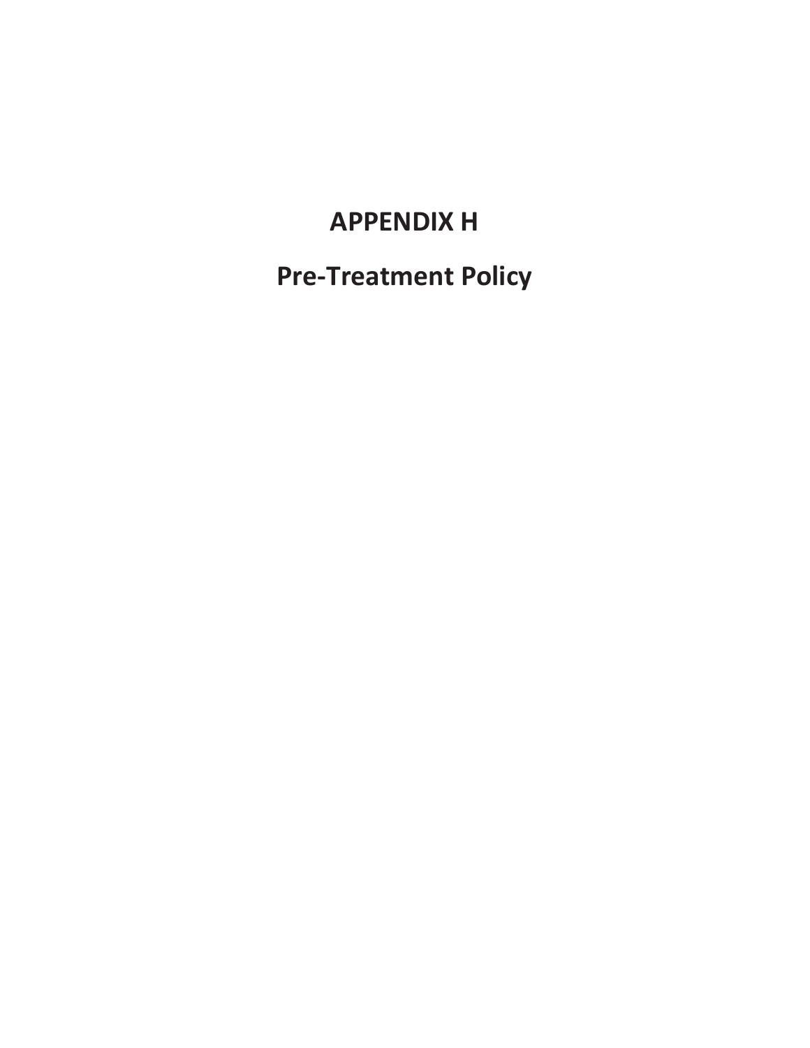# APPENDIX H

# Pre-Treatment Policy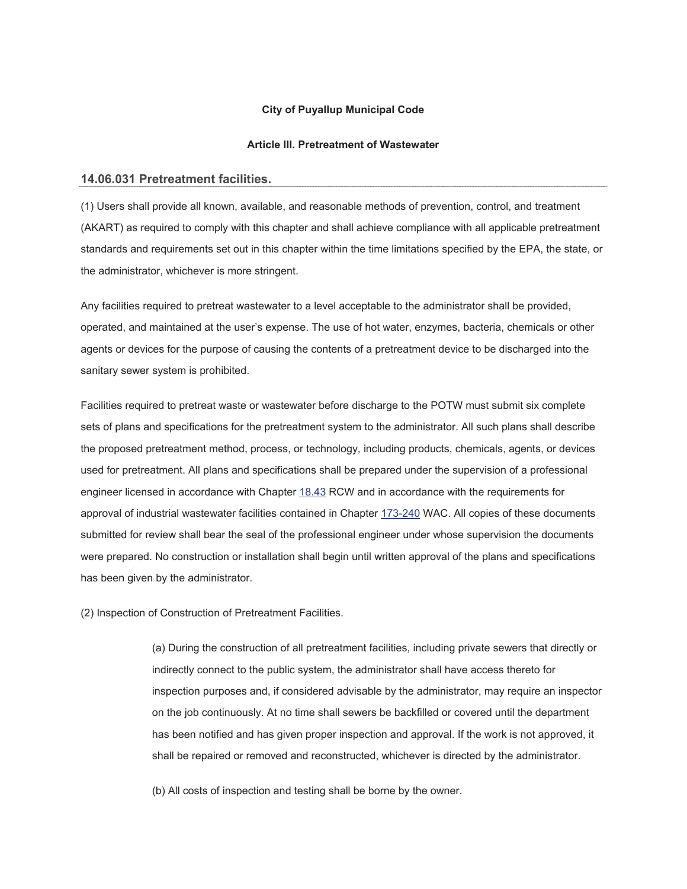**City of Puyallup Municipal Code**

**Article III. Pretreatment of Wastewater**

## 14.06.031 Pretreatment facilities.

(1) Users shall provide all known, available, and reasonable methods of prevention, control, and treatment (AKART) as required to comply with this chapter and shall achieve compliance with all applicable pretreatment standards and requirements set out in this chapter within the time limitations specified by the EPA, the state, or the administrator, whichever is more stringent.

Any facilities required to pretreat wastewater to a level acceptable to the administrator shall be provided, operated, and maintained at the user's expense. The use of hot water, enzymes, bacteria, chemicals or other agents or devices for the purpose of causing the contents of a pretreatment device to be discharged into the sanitary sewer system is prohibited.

Facilities required to pretreat waste or wastewater before discharge to the POTW must submit six complete sets of plans and specifications for the pretreatment system to the administrator. All such plans shall describe the proposed pretreatment method, process, or technology, including products, chemicals, agents, or devices used for pretreatment. All plans and specifications shall be prepared under the supervision of a professional engineer licensed in accordance with Chapter 18.43 RCW and in accordance with the requirements for approval of industrial wastewater facilities contained in Chapter 173-240 WAC. All copies of these documents submitted for review shall bear the seal of the professional engineer under whose supervision the documents were prepared. No construction or installation shall begin until written approval of the plans and specifications has been given by the administrator.

(2) Inspection of Construction of Pretreatment Facilities.

> (a) During the construction of all pretreatment facilities, including private sewers that directly or indirectly connect to the public system, the administrator shall have access thereto for inspection purposes and, if considered advisable by the administrator, may require an inspector on the job continuously. At no time shall sewers be backfilled or covered until the department has been notified and has given proper inspection and approval. If the work is not approved, it shall be repaired or removed and reconstructed, whichever is directed by the administrator.
>
> (b) All costs of inspection and testing shall be borne by the owner.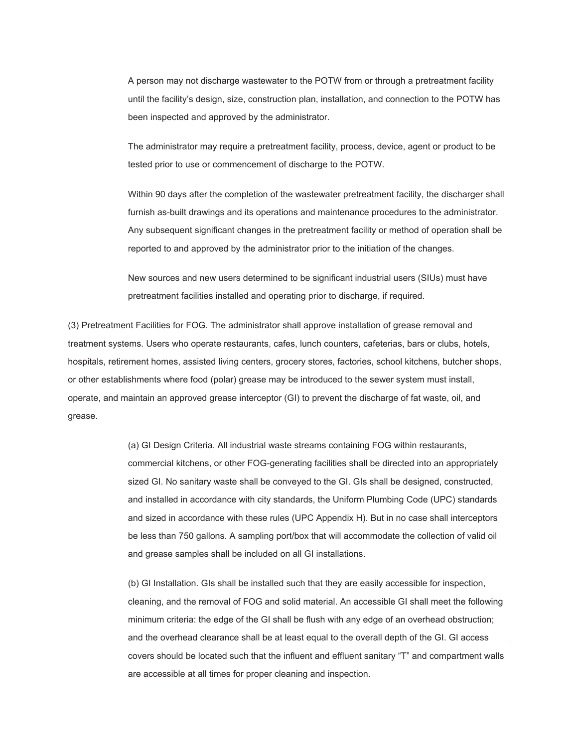A person may not discharge wastewater to the POTW from or through a pretreatment facility until the facility's design, size, construction plan, installation, and connection to the POTW has been inspected and approved by the administrator.

The administrator may require a pretreatment facility, process, device, agent or product to be tested prior to use or commencement of discharge to the POTW.

Within 90 days after the completion of the wastewater pretreatment facility, the discharger shall furnish as-built drawings and its operations and maintenance procedures to the administrator. Any subsequent significant changes in the pretreatment facility or method of operation shall be reported to and approved by the administrator prior to the initiation of the changes.

New sources and new users determined to be significant industrial users (SIUs) must have pretreatment facilities installed and operating prior to discharge, if required.

(3) Pretreatment Facilities for FOG. The administrator shall approve installation of grease removal and treatment systems. Users who operate restaurants, cafes, lunch counters, cafeterias, bars or clubs, hotels, hospitals, retirement homes, assisted living centers, grocery stores, factories, school kitchens, butcher shops, or other establishments where food (polar) grease may be introduced to the sewer system must install, operate, and maintain an approved grease interceptor (GI) to prevent the discharge of fat waste, oil, and grease.

(a) GI Design Criteria. All industrial waste streams containing FOG within restaurants, commercial kitchens, or other FOG-generating facilities shall be directed into an appropriately sized GI. No sanitary waste shall be conveyed to the GI. GIs shall be designed, constructed, and installed in accordance with city standards, the Uniform Plumbing Code (UPC) standards and sized in accordance with these rules (UPC Appendix H). But in no case shall interceptors be less than 750 gallons. A sampling port/box that will accommodate the collection of valid oil and grease samples shall be included on all GI installations.

(b) GI Installation. GIs shall be installed such that they are easily accessible for inspection, cleaning, and the removal of FOG and solid material. An accessible GI shall meet the following minimum criteria: the edge of the GI shall be flush with any edge of an overhead obstruction; and the overhead clearance shall be at least equal to the overall depth of the GI. GI access covers should be located such that the influent and effluent sanitary "T" and compartment walls are accessible at all times for proper cleaning and inspection.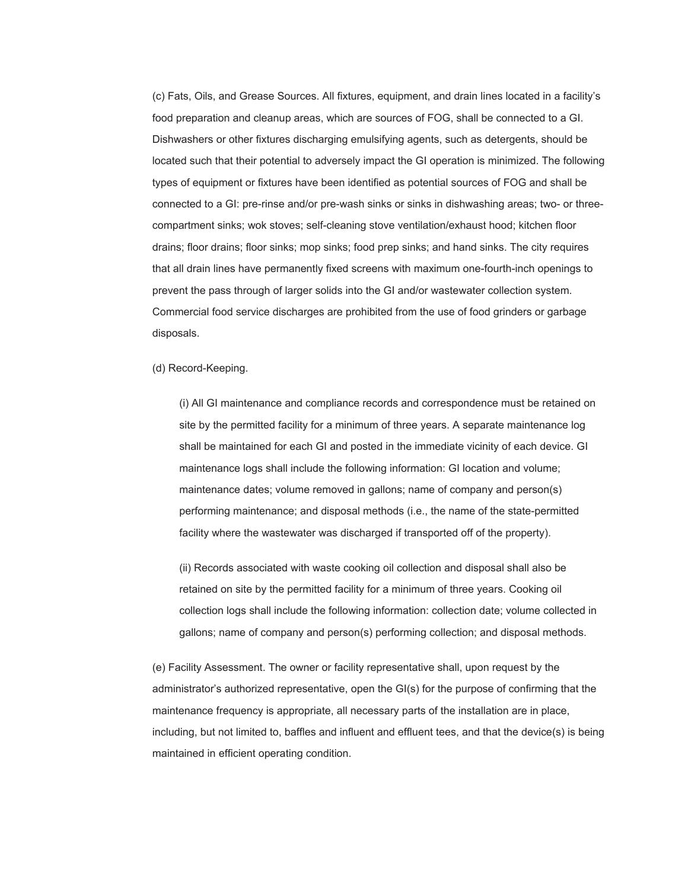(c) Fats, Oils, and Grease Sources. All fixtures, equipment, and drain lines located in a facility's food preparation and cleanup areas, which are sources of FOG, shall be connected to a GI. Dishwashers or other fixtures discharging emulsifying agents, such as detergents, should be located such that their potential to adversely impact the GI operation is minimized. The following types of equipment or fixtures have been identified as potential sources of FOG and shall be connected to a GI: pre-rinse and/or pre-wash sinks or sinks in dishwashing areas; two- or three-compartment sinks; wok stoves; self-cleaning stove ventilation/exhaust hood; kitchen floor drains; floor drains; floor sinks; mop sinks; food prep sinks; and hand sinks. The city requires that all drain lines have permanently fixed screens with maximum one-fourth-inch openings to prevent the pass through of larger solids into the GI and/or wastewater collection system. Commercial food service discharges are prohibited from the use of food grinders or garbage disposals.

(d) Record-Keeping.

> (i) All GI maintenance and compliance records and correspondence must be retained on site by the permitted facility for a minimum of three years. A separate maintenance log shall be maintained for each GI and posted in the immediate vicinity of each device. GI maintenance logs shall include the following information: GI location and volume; maintenance dates; volume removed in gallons; name of company and person(s) performing maintenance; and disposal methods (i.e., the name of the state-permitted facility where the wastewater was discharged if transported off of the property).
>
> (ii) Records associated with waste cooking oil collection and disposal shall also be retained on site by the permitted facility for a minimum of three years. Cooking oil collection logs shall include the following information: collection date; volume collected in gallons; name of company and person(s) performing collection; and disposal methods.

(e) Facility Assessment. The owner or facility representative shall, upon request by the administrator's authorized representative, open the GI(s) for the purpose of confirming that the maintenance frequency is appropriate, all necessary parts of the installation are in place, including, but not limited to, baffles and influent and effluent tees, and that the device(s) is being maintained in efficient operating condition.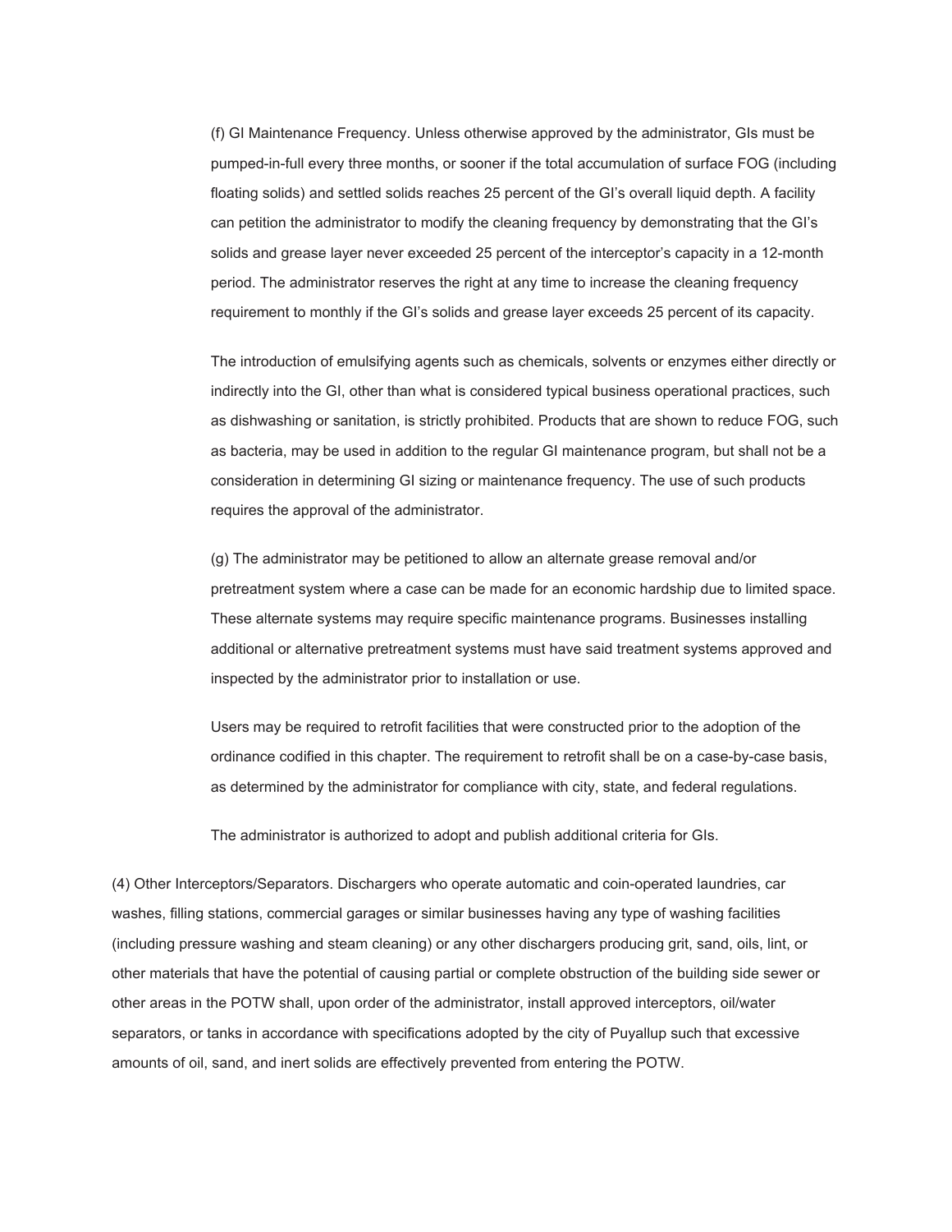(f) GI Maintenance Frequency. Unless otherwise approved by the administrator, GIs must be pumped-in-full every three months, or sooner if the total accumulation of surface FOG (including floating solids) and settled solids reaches 25 percent of the GI's overall liquid depth. A facility can petition the administrator to modify the cleaning frequency by demonstrating that the GI's solids and grease layer never exceeded 25 percent of the interceptor's capacity in a 12-month period. The administrator reserves the right at any time to increase the cleaning frequency requirement to monthly if the GI's solids and grease layer exceeds 25 percent of its capacity.

The introduction of emulsifying agents such as chemicals, solvents or enzymes either directly or indirectly into the GI, other than what is considered typical business operational practices, such as dishwashing or sanitation, is strictly prohibited. Products that are shown to reduce FOG, such as bacteria, may be used in addition to the regular GI maintenance program, but shall not be a consideration in determining GI sizing or maintenance frequency. The use of such products requires the approval of the administrator.

(g) The administrator may be petitioned to allow an alternate grease removal and/or pretreatment system where a case can be made for an economic hardship due to limited space. These alternate systems may require specific maintenance programs. Businesses installing additional or alternative pretreatment systems must have said treatment systems approved and inspected by the administrator prior to installation or use.

Users may be required to retrofit facilities that were constructed prior to the adoption of the ordinance codified in this chapter. The requirement to retrofit shall be on a case-by-case basis, as determined by the administrator for compliance with city, state, and federal regulations.

The administrator is authorized to adopt and publish additional criteria for GIs.

(4) Other Interceptors/Separators. Dischargers who operate automatic and coin-operated laundries, car washes, filling stations, commercial garages or similar businesses having any type of washing facilities (including pressure washing and steam cleaning) or any other dischargers producing grit, sand, oils, lint, or other materials that have the potential of causing partial or complete obstruction of the building side sewer or other areas in the POTW shall, upon order of the administrator, install approved interceptors, oil/water separators, or tanks in accordance with specifications adopted by the city of Puyallup such that excessive amounts of oil, sand, and inert solids are effectively prevented from entering the POTW.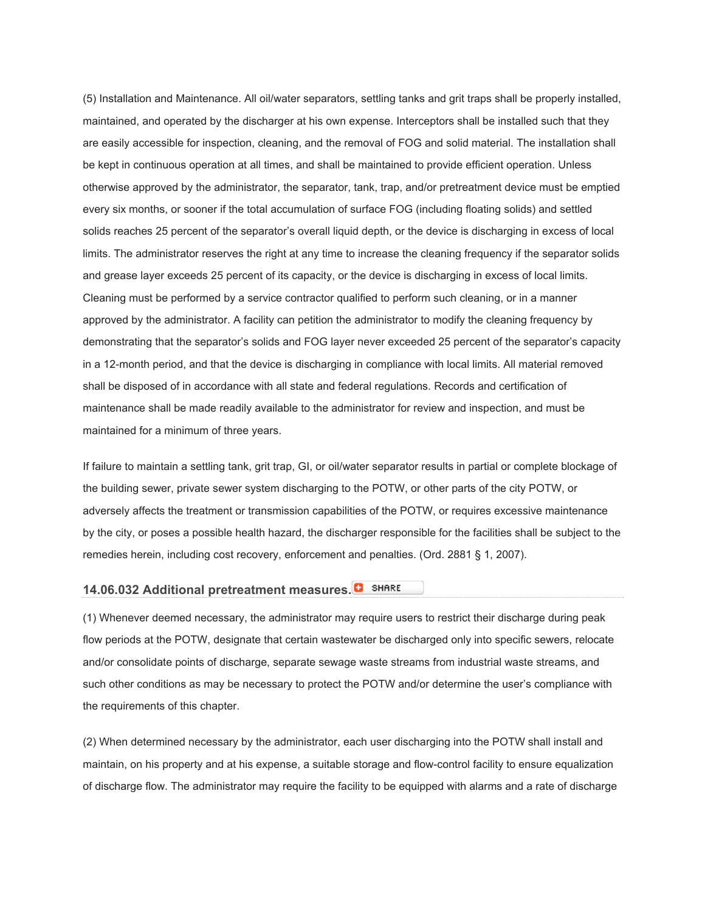(5) Installation and Maintenance. All oil/water separators, settling tanks and grit traps shall be properly installed, maintained, and operated by the discharger at his own expense. Interceptors shall be installed such that they are easily accessible for inspection, cleaning, and the removal of FOG and solid material. The installation shall be kept in continuous operation at all times, and shall be maintained to provide efficient operation. Unless otherwise approved by the administrator, the separator, tank, trap, and/or pretreatment device must be emptied every six months, or sooner if the total accumulation of surface FOG (including floating solids) and settled solids reaches 25 percent of the separator's overall liquid depth, or the device is discharging in excess of local limits. The administrator reserves the right at any time to increase the cleaning frequency if the separator solids and grease layer exceeds 25 percent of its capacity, or the device is discharging in excess of local limits. Cleaning must be performed by a service contractor qualified to perform such cleaning, or in a manner approved by the administrator. A facility can petition the administrator to modify the cleaning frequency by demonstrating that the separator's solids and FOG layer never exceeded 25 percent of the separator's capacity in a 12-month period, and that the device is discharging in compliance with local limits. All material removed shall be disposed of in accordance with all state and federal regulations. Records and certification of maintenance shall be made readily available to the administrator for review and inspection, and must be maintained for a minimum of three years.

If failure to maintain a settling tank, grit trap, GI, or oil/water separator results in partial or complete blockage of the building sewer, private sewer system discharging to the POTW, or other parts of the city POTW, or adversely affects the treatment or transmission capabilities of the POTW, or requires excessive maintenance by the city, or poses a possible health hazard, the discharger responsible for the facilities shall be subject to the remedies herein, including cost recovery, enforcement and penalties. (Ord. 2881 § 1, 2007).

### 14.06.032 Additional pretreatment measures.

(1) Whenever deemed necessary, the administrator may require users to restrict their discharge during peak flow periods at the POTW, designate that certain wastewater be discharged only into specific sewers, relocate and/or consolidate points of discharge, separate sewage waste streams from industrial waste streams, and such other conditions as may be necessary to protect the POTW and/or determine the user's compliance with the requirements of this chapter.

(2) When determined necessary by the administrator, each user discharging into the POTW shall install and maintain, on his property and at his expense, a suitable storage and flow-control facility to ensure equalization of discharge flow. The administrator may require the facility to be equipped with alarms and a rate of discharge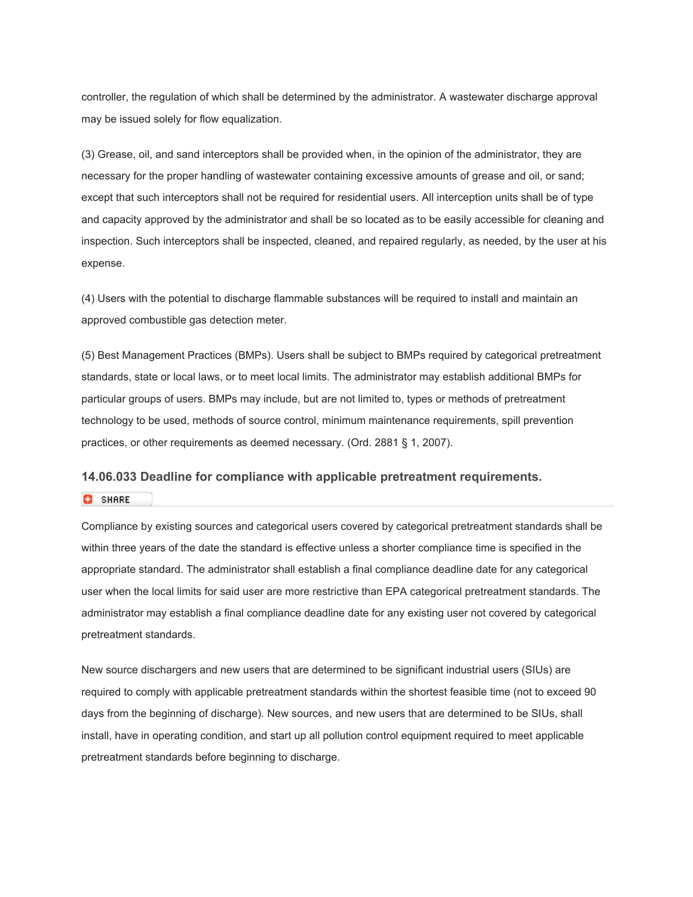controller, the regulation of which shall be determined by the administrator. A wastewater discharge approval may be issued solely for flow equalization.

(3) Grease, oil, and sand interceptors shall be provided when, in the opinion of the administrator, they are necessary for the proper handling of wastewater containing excessive amounts of grease and oil, or sand; except that such interceptors shall not be required for residential users. All interception units shall be of type and capacity approved by the administrator and shall be so located as to be easily accessible for cleaning and inspection. Such interceptors shall be inspected, cleaned, and repaired regularly, as needed, by the user at his expense.

(4) Users with the potential to discharge flammable substances will be required to install and maintain an approved combustible gas detection meter.

(5) Best Management Practices (BMPs). Users shall be subject to BMPs required by categorical pretreatment standards, state or local laws, or to meet local limits. The administrator may establish additional BMPs for particular groups of users. BMPs may include, but are not limited to, types or methods of pretreatment technology to be used, methods of source control, minimum maintenance requirements, spill prevention practices, or other requirements as deemed necessary. (Ord. 2881 § 1, 2007).

### 14.06.033 Deadline for compliance with applicable pretreatment requirements.

Compliance by existing sources and categorical users covered by categorical pretreatment standards shall be within three years of the date the standard is effective unless a shorter compliance time is specified in the appropriate standard. The administrator shall establish a final compliance deadline date for any categorical user when the local limits for said user are more restrictive than EPA categorical pretreatment standards. The administrator may establish a final compliance deadline date for any existing user not covered by categorical pretreatment standards.

New source dischargers and new users that are determined to be significant industrial users (SIUs) are required to comply with applicable pretreatment standards within the shortest feasible time (not to exceed 90 days from the beginning of discharge). New sources, and new users that are determined to be SIUs, shall install, have in operating condition, and start up all pollution control equipment required to meet applicable pretreatment standards before beginning to discharge.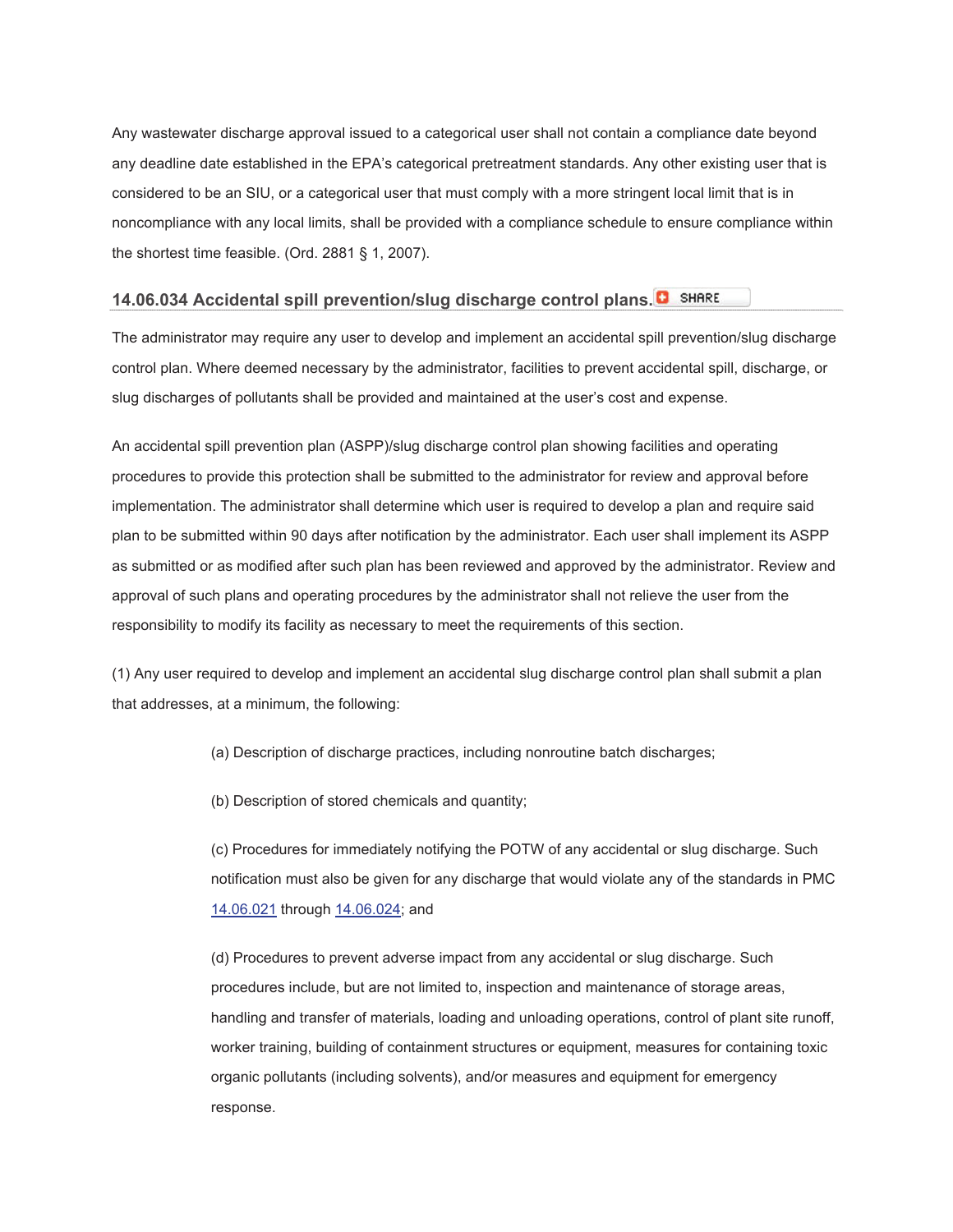Any wastewater discharge approval issued to a categorical user shall not contain a compliance date beyond any deadline date established in the EPA's categorical pretreatment standards. Any other existing user that is considered to be an SIU, or a categorical user that must comply with a more stringent local limit that is in noncompliance with any local limits, shall be provided with a compliance schedule to ensure compliance within the shortest time feasible. (Ord. 2881 § 1, 2007).

### 14.06.034 Accidental spill prevention/slug discharge control plans.

The administrator may require any user to develop and implement an accidental spill prevention/slug discharge control plan. Where deemed necessary by the administrator, facilities to prevent accidental spill, discharge, or slug discharges of pollutants shall be provided and maintained at the user's cost and expense.

An accidental spill prevention plan (ASPP)/slug discharge control plan showing facilities and operating procedures to provide this protection shall be submitted to the administrator for review and approval before implementation. The administrator shall determine which user is required to develop a plan and require said plan to be submitted within 90 days after notification by the administrator. Each user shall implement its ASPP as submitted or as modified after such plan has been reviewed and approved by the administrator. Review and approval of such plans and operating procedures by the administrator shall not relieve the user from the responsibility to modify its facility as necessary to meet the requirements of this section.

(1) Any user required to develop and implement an accidental slug discharge control plan shall submit a plan that addresses, at a minimum, the following:

> (a) Description of discharge practices, including nonroutine batch discharges;
>
> (b) Description of stored chemicals and quantity;
>
> (c) Procedures for immediately notifying the POTW of any accidental or slug discharge. Such notification must also be given for any discharge that would violate any of the standards in PMC 14.06.021 through 14.06.024; and
>
> (d) Procedures to prevent adverse impact from any accidental or slug discharge. Such procedures include, but are not limited to, inspection and maintenance of storage areas, handling and transfer of materials, loading and unloading operations, control of plant site runoff, worker training, building of containment structures or equipment, measures for containing toxic organic pollutants (including solvents), and/or measures and equipment for emergency response.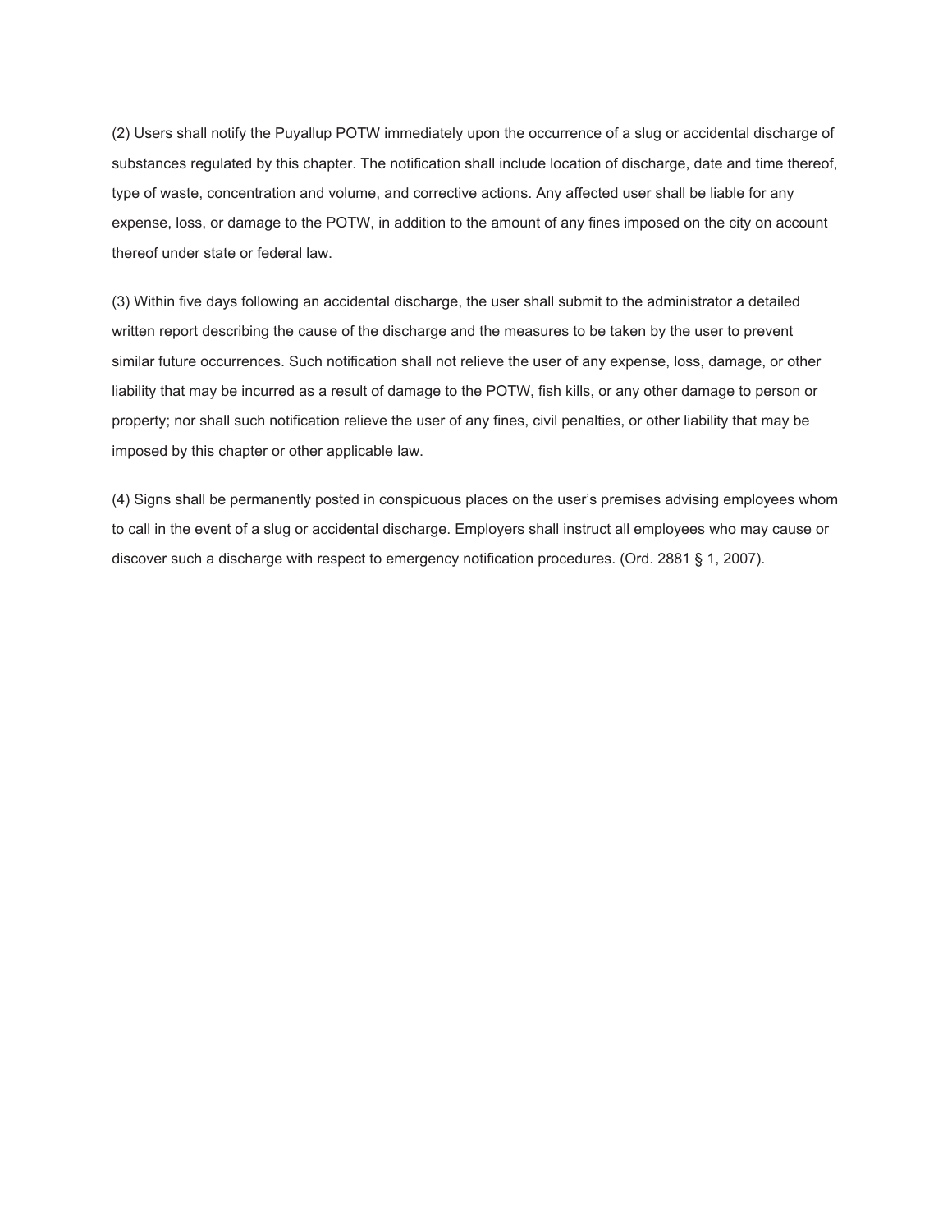(2) Users shall notify the Puyallup POTW immediately upon the occurrence of a slug or accidental discharge of substances regulated by this chapter. The notification shall include location of discharge, date and time thereof, type of waste, concentration and volume, and corrective actions. Any affected user shall be liable for any expense, loss, or damage to the POTW, in addition to the amount of any fines imposed on the city on account thereof under state or federal law.

(3) Within five days following an accidental discharge, the user shall submit to the administrator a detailed written report describing the cause of the discharge and the measures to be taken by the user to prevent similar future occurrences. Such notification shall not relieve the user of any expense, loss, damage, or other liability that may be incurred as a result of damage to the POTW, fish kills, or any other damage to person or property; nor shall such notification relieve the user of any fines, civil penalties, or other liability that may be imposed by this chapter or other applicable law.

(4) Signs shall be permanently posted in conspicuous places on the user's premises advising employees whom to call in the event of a slug or accidental discharge. Employers shall instruct all employees who may cause or discover such a discharge with respect to emergency notification procedures. (Ord. 2881 § 1, 2007).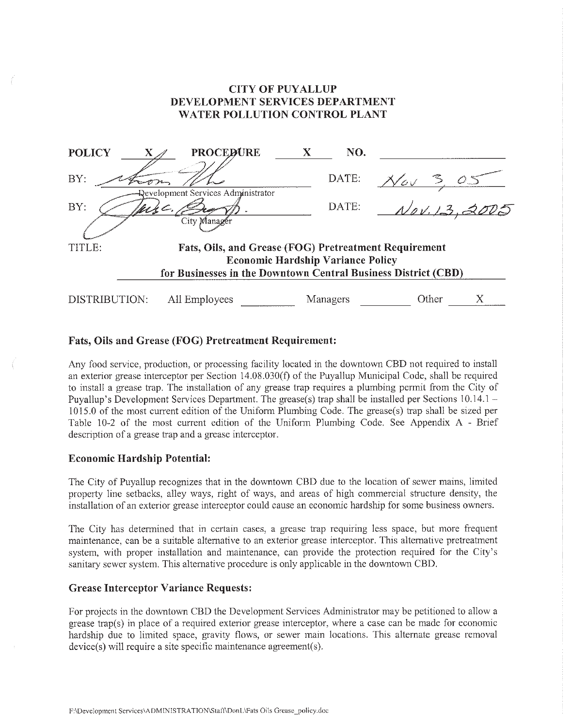**CITY OF PUYALLUP**
**DEVELOPMENT SERVICES DEPARTMENT**
**WATER POLLUTION CONTROL PLANT**

| | | | |
|---|---|---|---|
| **POLICY** X | **PROCEDURE** X | **NO.** | |
| BY: (signature) Development Services Administrator | | DATE: | Nov 3, 05 |
| BY: (signature) City Manager | | DATE: | Nov. 13, 2005 |

TITLE: **Fats, Oils, and Grease (FOG) Pretreatment Requirement Economic Hardship Variance Policy for Businesses in the Downtown Central Business District (CBD)**

DISTRIBUTION: All Employees ______ Managers ______ Other X

### Fats, Oils and Grease (FOG) Pretreatment Requirement:

Any food service, production, or processing facility located in the downtown CBD not required to install an exterior grease interceptor per Section 14.08.030(f) of the Puyallup Municipal Code, shall be required to install a grease trap. The installation of any grease trap requires a plumbing permit from the City of Puyallup's Development Services Department. The grease(s) trap shall be installed per Sections 10.14.1 – 1015.0 of the most current edition of the Uniform Plumbing Code. The grease(s) trap shall be sized per Table 10-2 of the most current edition of the Uniform Plumbing Code. See Appendix A - Brief description of a grease trap and a grease interceptor.

### Economic Hardship Potential:

The City of Puyallup recognizes that in the downtown CBD due to the location of sewer mains, limited property line setbacks, alley ways, right of ways, and areas of high commercial structure density, the installation of an exterior grease interceptor could cause an economic hardship for some business owners.

The City has determined that in certain cases, a grease trap requiring less space, but more frequent maintenance, can be a suitable alternative to an exterior grease interceptor. This alternative pretreatment system, with proper installation and maintenance, can provide the protection required for the City's sanitary sewer system. This alternative procedure is only applicable in the downtown CBD.

### Grease Interceptor Variance Requests:

For projects in the downtown CBD the Development Services Administrator may be petitioned to allow a grease trap(s) in place of a required exterior grease interceptor, where a case can be made for economic hardship due to limited space, gravity flows, or sewer main locations. This alternate grease removal device(s) will require a site specific maintenance agreement(s).

F:\Development Services\ADMINISTRATION\Staff\DonL\Fats Oils Grease_policy.doc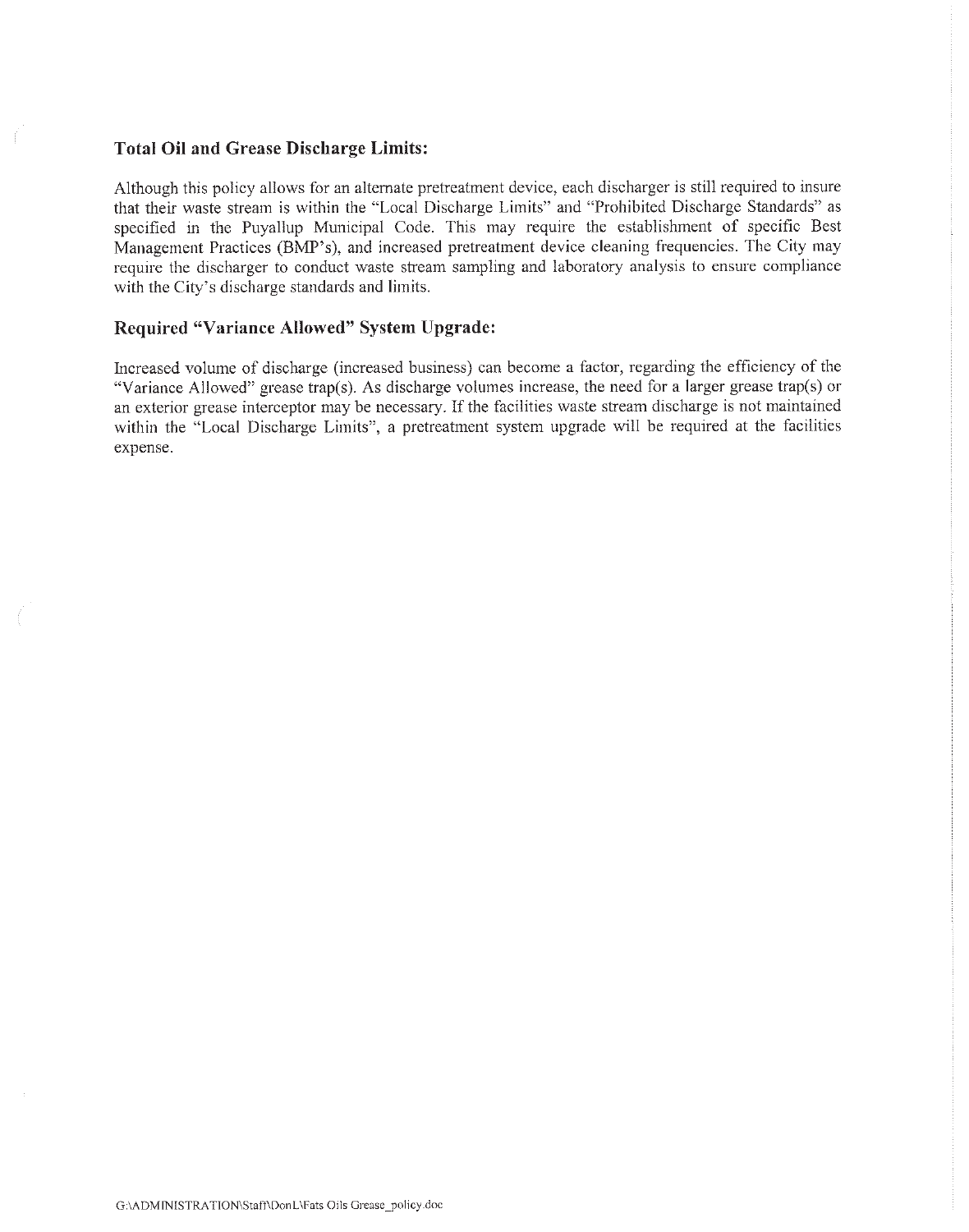### Total Oil and Grease Discharge Limits:

Although this policy allows for an alternate pretreatment device, each discharger is still required to insure that their waste stream is within the "Local Discharge Limits" and "Prohibited Discharge Standards" as specified in the Puyallup Municipal Code. This may require the establishment of specific Best Management Practices (BMP's), and increased pretreatment device cleaning frequencies. The City may require the discharger to conduct waste stream sampling and laboratory analysis to ensure compliance with the City's discharge standards and limits.

### Required "Variance Allowed" System Upgrade:

Increased volume of discharge (increased business) can become a factor, regarding the efficiency of the "Variance Allowed" grease trap(s). As discharge volumes increase, the need for a larger grease trap(s) or an exterior grease interceptor may be necessary. If the facilities waste stream discharge is not maintained within the "Local Discharge Limits", a pretreatment system upgrade will be required at the facilities expense.

G:\ADMINISTRATION\Staff\DonL\Fats Oils Grease_policy.doc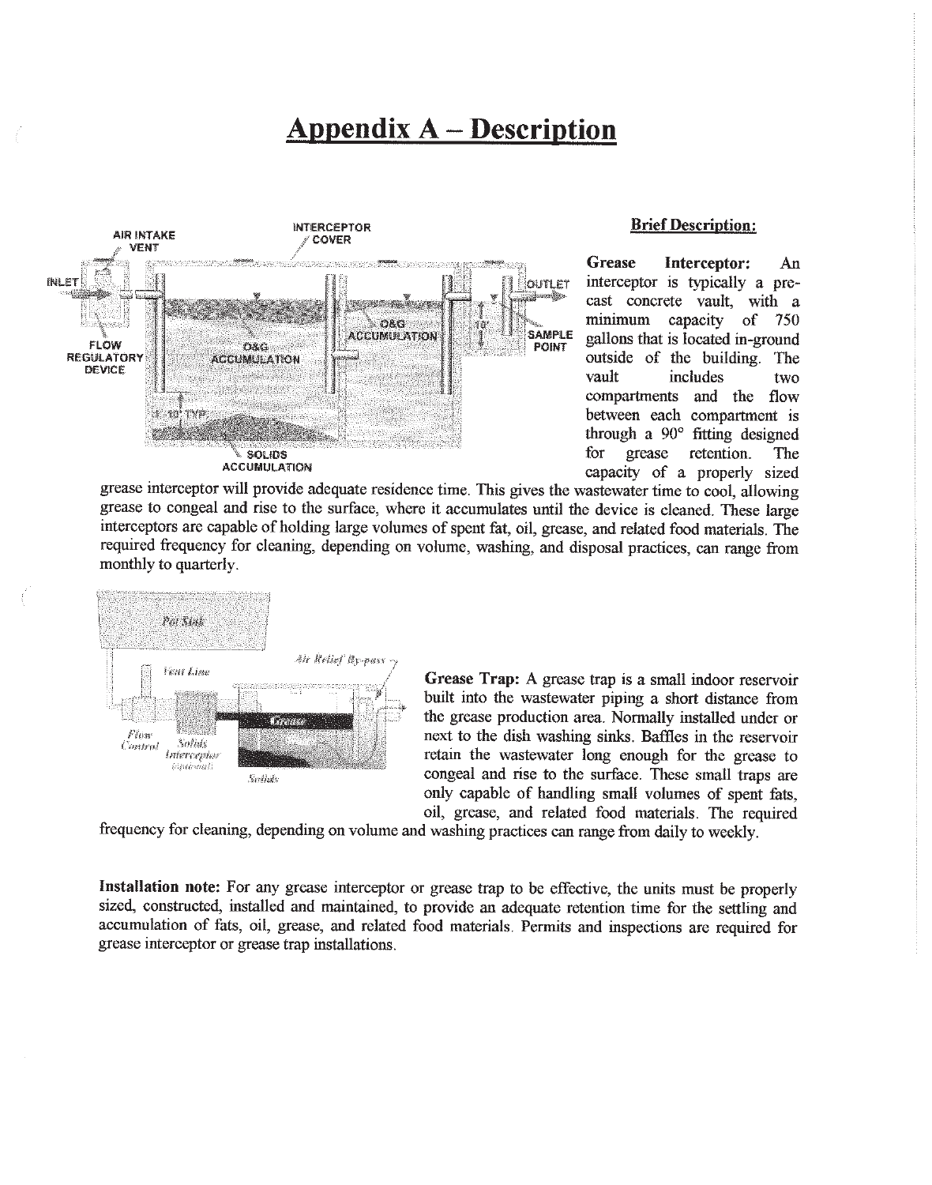# Appendix A – Description

**Brief Description:**

**Grease Interceptor:** An interceptor is typically a pre-cast concrete vault, with a minimum capacity of 750 gallons that is located in-ground outside of the building. The vault includes two compartments and the flow between each compartment is through a 90° fitting designed for grease retention. The capacity of a properly sized grease interceptor will provide adequate residence time. This gives the wastewater time to cool, allowing grease to congeal and rise to the surface, where it accumulates until the device is cleaned. These large interceptors are capable of holding large volumes of spent fat, oil, grease, and related food materials. The required frequency for cleaning, depending on volume, washing, and disposal practices, can range from monthly to quarterly.

**Grease Trap:** A grease trap is a small indoor reservoir built into the wastewater piping a short distance from the grease production area. Normally installed under or next to the dish washing sinks. Baffles in the reservoir retain the wastewater long enough for the grease to congeal and rise to the surface. These small traps are only capable of handling small volumes of spent fats, oil, grease, and related food materials. The required frequency for cleaning, depending on volume and washing practices can range from daily to weekly.

**Installation note:** For any grease interceptor or grease trap to be effective, the units must be properly sized, constructed, installed and maintained, to provide an adequate retention time for the settling and accumulation of fats, oil, grease, and related food materials. Permits and inspections are required for grease interceptor or grease trap installations.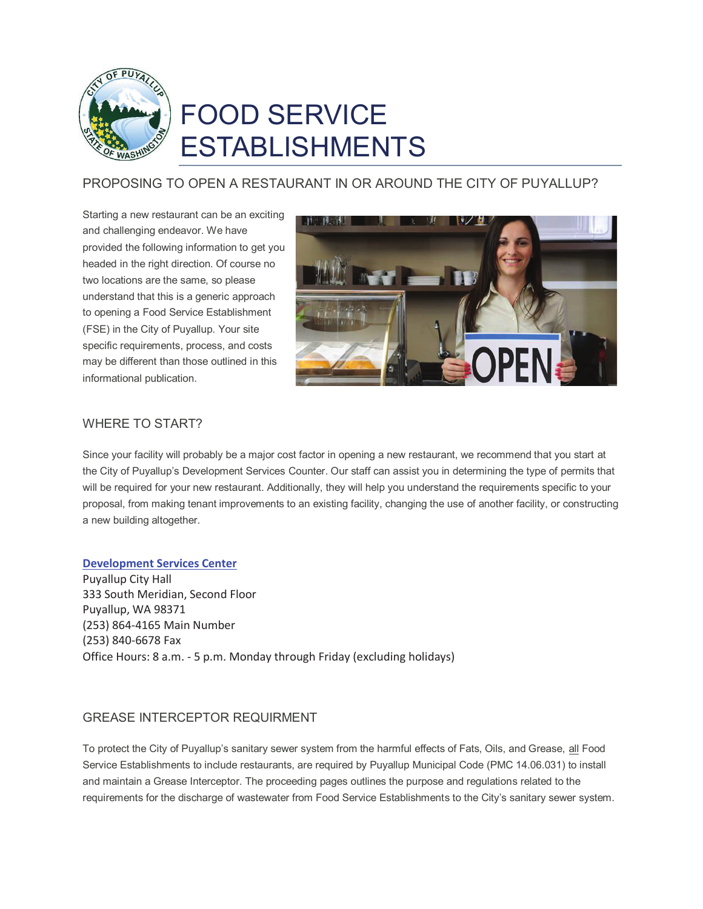# FOOD SERVICE ESTABLISHMENTS

## PROPOSING TO OPEN A RESTAURANT IN OR AROUND THE CITY OF PUYALLUP?

Starting a new restaurant can be an exciting and challenging endeavor. We have provided the following information to get you headed in the right direction. Of course no two locations are the same, so please understand that this is a generic approach to opening a Food Service Establishment (FSE) in the City of Puyallup. Your site specific requirements, process, and costs may be different than those outlined in this informational publication.

## WHERE TO START?

Since your facility will probably be a major cost factor in opening a new restaurant, we recommend that you start at the City of Puyallup's Development Services Counter. Our staff can assist you in determining the type of permits that will be required for your new restaurant. Additionally, they will help you understand the requirements specific to your proposal, from making tenant improvements to an existing facility, changing the use of another facility, or constructing a new building altogether.

**Development Services Center**
Puyallup City Hall
333 South Meridian, Second Floor
Puyallup, WA 98371
(253) 864-4165 Main Number
(253) 840-6678 Fax
Office Hours: 8 a.m. - 5 p.m. Monday through Friday (excluding holidays)

## GREASE INTERCEPTOR REQUIRMENT

To protect the City of Puyallup's sanitary sewer system from the harmful effects of Fats, Oils, and Grease, all Food Service Establishments to include restaurants, are required by Puyallup Municipal Code (PMC 14.06.031) to install and maintain a Grease Interceptor. The proceeding pages outlines the purpose and regulations related to the requirements for the discharge of wastewater from Food Service Establishments to the City's sanitary sewer system.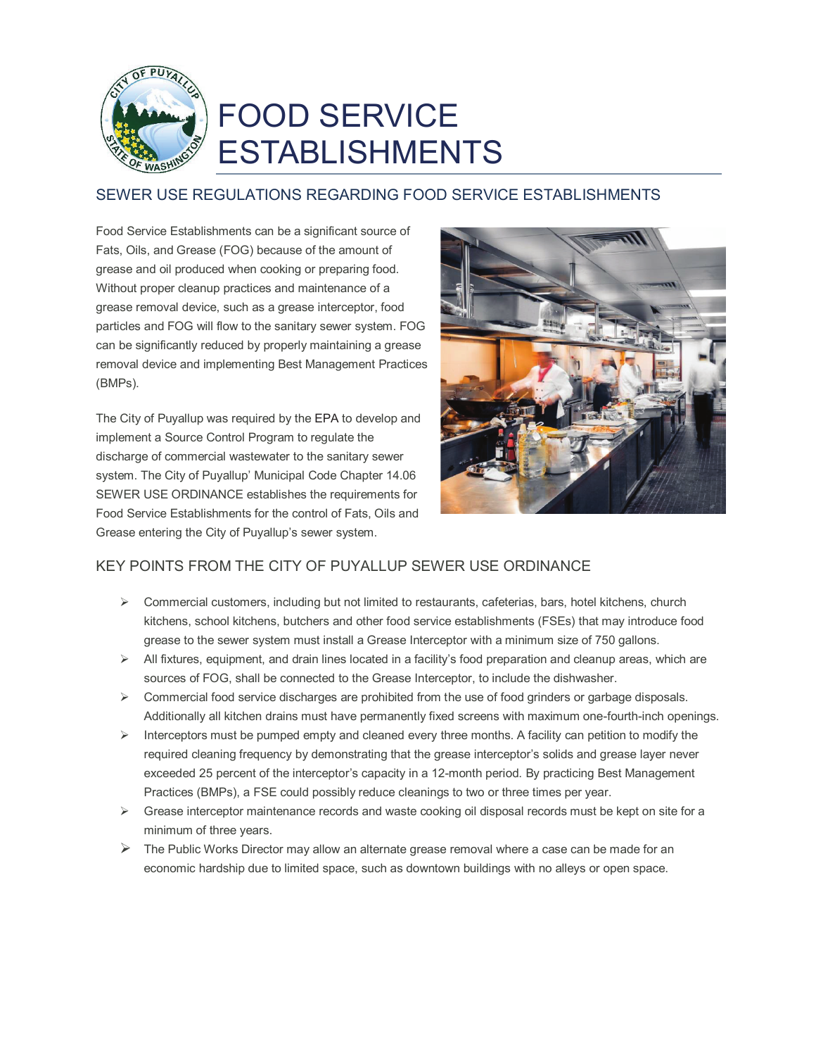# FOOD SERVICE ESTABLISHMENTS

## SEWER USE REGULATIONS REGARDING FOOD SERVICE ESTABLISHMENTS

Food Service Establishments can be a significant source of Fats, Oils, and Grease (FOG) because of the amount of grease and oil produced when cooking or preparing food. Without proper cleanup practices and maintenance of a grease removal device, such as a grease interceptor, food particles and FOG will flow to the sanitary sewer system. FOG can be significantly reduced by properly maintaining a grease removal device and implementing Best Management Practices (BMPs).

The City of Puyallup was required by the EPA to develop and implement a Source Control Program to regulate the discharge of commercial wastewater to the sanitary sewer system. The City of Puyallup' Municipal Code Chapter 14.06 SEWER USE ORDINANCE establishes the requirements for Food Service Establishments for the control of Fats, Oils and Grease entering the City of Puyallup's sewer system.

## KEY POINTS FROM THE CITY OF PUYALLUP SEWER USE ORDINANCE

- Commercial customers, including but not limited to restaurants, cafeterias, bars, hotel kitchens, church kitchens, school kitchens, butchers and other food service establishments (FSEs) that may introduce food grease to the sewer system must install a Grease Interceptor with a minimum size of 750 gallons.
- All fixtures, equipment, and drain lines located in a facility's food preparation and cleanup areas, which are sources of FOG, shall be connected to the Grease Interceptor, to include the dishwasher.
- Commercial food service discharges are prohibited from the use of food grinders or garbage disposals. Additionally all kitchen drains must have permanently fixed screens with maximum one-fourth-inch openings.
- Interceptors must be pumped empty and cleaned every three months. A facility can petition to modify the required cleaning frequency by demonstrating that the grease interceptor's solids and grease layer never exceeded 25 percent of the interceptor's capacity in a 12-month period. By practicing Best Management Practices (BMPs), a FSE could possibly reduce cleanings to two or three times per year.
- Grease interceptor maintenance records and waste cooking oil disposal records must be kept on site for a minimum of three years.
- The Public Works Director may allow an alternate grease removal where a case can be made for an economic hardship due to limited space, such as downtown buildings with no alleys or open space.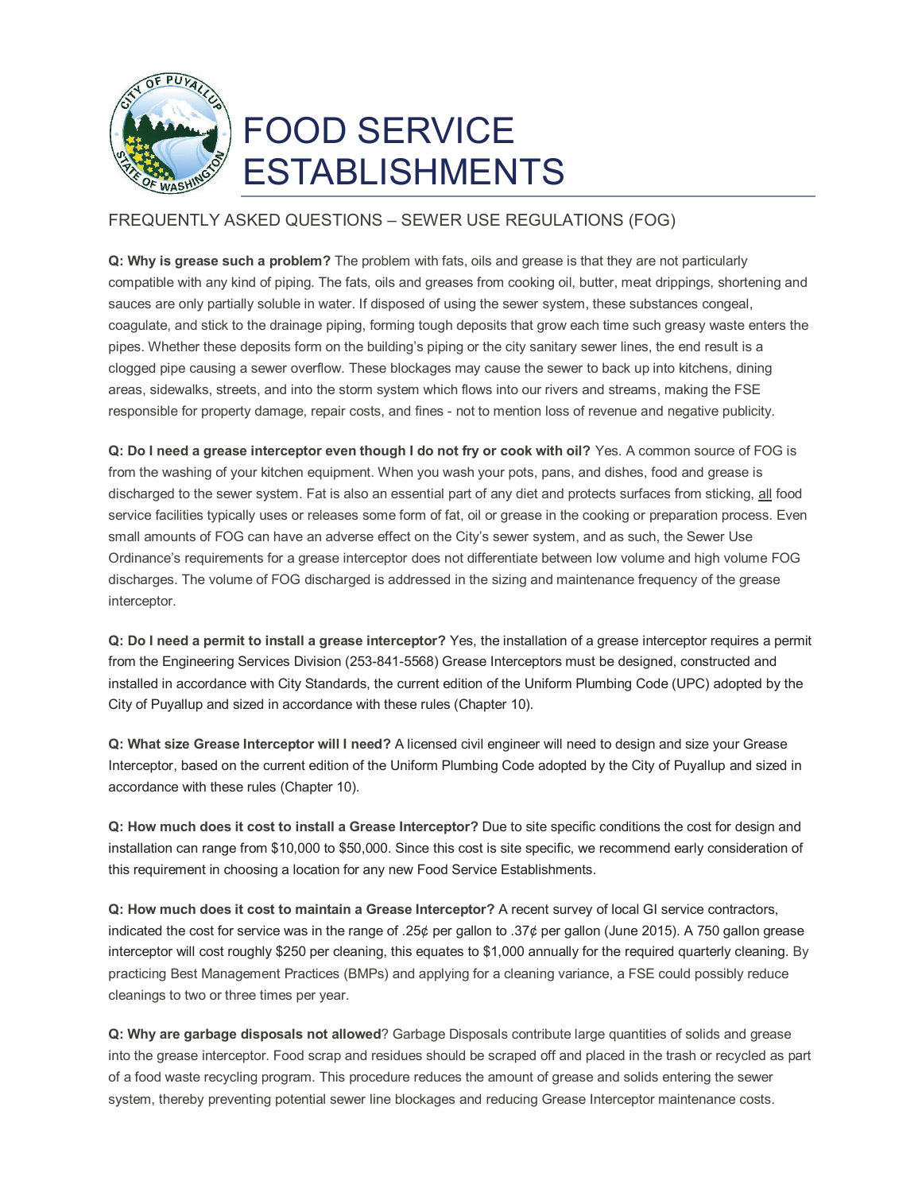# FOOD SERVICE ESTABLISHMENTS

## FREQUENTLY ASKED QUESTIONS – SEWER USE REGULATIONS (FOG)

**Q: Why is grease such a problem?** The problem with fats, oils and grease is that they are not particularly compatible with any kind of piping. The fats, oils and greases from cooking oil, butter, meat drippings, shortening and sauces are only partially soluble in water. If disposed of using the sewer system, these substances congeal, coagulate, and stick to the drainage piping, forming tough deposits that grow each time such greasy waste enters the pipes. Whether these deposits form on the building's piping or the city sanitary sewer lines, the end result is a clogged pipe causing a sewer overflow. These blockages may cause the sewer to back up into kitchens, dining areas, sidewalks, streets, and into the storm system which flows into our rivers and streams, making the FSE responsible for property damage, repair costs, and fines - not to mention loss of revenue and negative publicity.

**Q: Do I need a grease interceptor even though I do not fry or cook with oil?** Yes. A common source of FOG is from the washing of your kitchen equipment. When you wash your pots, pans, and dishes, food and grease is discharged to the sewer system. Fat is also an essential part of any diet and protects surfaces from sticking, all food service facilities typically uses or releases some form of fat, oil or grease in the cooking or preparation process. Even small amounts of FOG can have an adverse effect on the City's sewer system, and as such, the Sewer Use Ordinance's requirements for a grease interceptor does not differentiate between low volume and high volume FOG discharges. The volume of FOG discharged is addressed in the sizing and maintenance frequency of the grease interceptor.

**Q: Do I need a permit to install a grease interceptor?** Yes, the installation of a grease interceptor requires a permit from the Engineering Services Division (253-841-5568) Grease Interceptors must be designed, constructed and installed in accordance with City Standards, the current edition of the Uniform Plumbing Code (UPC) adopted by the City of Puyallup and sized in accordance with these rules (Chapter 10).

**Q: What size Grease Interceptor will I need?** A licensed civil engineer will need to design and size your Grease Interceptor, based on the current edition of the Uniform Plumbing Code adopted by the City of Puyallup and sized in accordance with these rules (Chapter 10).

**Q: How much does it cost to install a Grease Interceptor?** Due to site specific conditions the cost for design and installation can range from $10,000 to $50,000. Since this cost is site specific, we recommend early consideration of this requirement in choosing a location for any new Food Service Establishments.

**Q: How much does it cost to maintain a Grease Interceptor?** A recent survey of local GI service contractors, indicated the cost for service was in the range of .25¢ per gallon to .37¢ per gallon (June 2015). A 750 gallon grease interceptor will cost roughly $250 per cleaning, this equates to $1,000 annually for the required quarterly cleaning. By practicing Best Management Practices (BMPs) and applying for a cleaning variance, a FSE could possibly reduce cleanings to two or three times per year.

**Q: Why are garbage disposals not allowed**? Garbage Disposals contribute large quantities of solids and grease into the grease interceptor. Food scrap and residues should be scraped off and placed in the trash or recycled as part of a food waste recycling program. This procedure reduces the amount of grease and solids entering the sewer system, thereby preventing potential sewer line blockages and reducing Grease Interceptor maintenance costs.